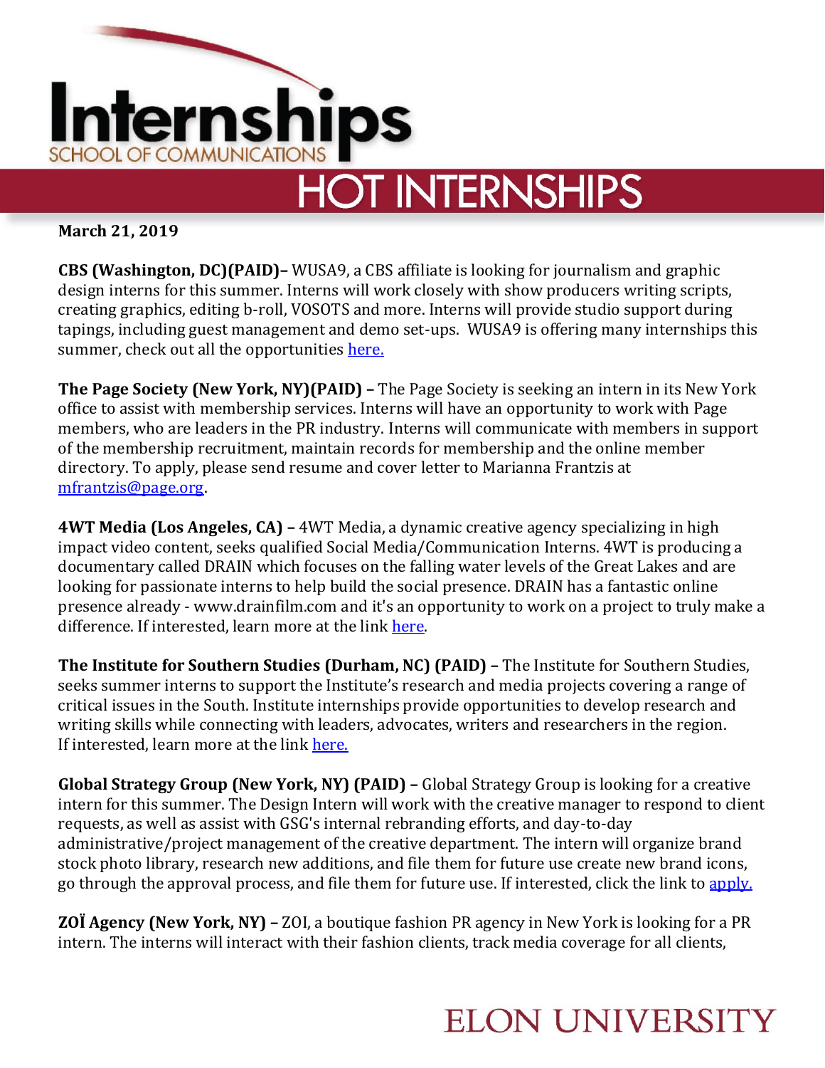# Internships

SCHOOL OF COMMUNICATIONS

## HOT INTERNSHIPS

**March 21, 2019**

**CBS (Washington, DC)(PAID)–** WUSA9, a CBS affiliate is looking for journalism and graphic design interns for this summer. Interns will work closely with show producers writing scripts, creating graphics, editing b-roll, VOSOTS and more. Interns will provide studio support during tapings, including guest management and demo set-ups. WUSA9 is offering many internships this summer, check out all the opportunities here.

**The Page Society (New York, NY)(PAID) –** The Page Society is seeking an intern in its New York office to assist with membership services. Interns will have an opportunity to work with Page members, who are leaders in the PR industry. Interns will communicate with members in support of the membership recruitment, maintain records for membership and the online member directory. To apply, please send resume and cover letter to Marianna Frantzis at mfrantzis@page.org.

**4WT Media (Los Angeles, CA) –** 4WT Media, a dynamic creative agency specializing in high impact video content, seeks qualified Social Media/Communication Interns. 4WT is producing a documentary called DRAIN which focuses on the falling water levels of the Great Lakes and are looking for passionate interns to help build the social presence. DRAIN has a fantastic online presence already - www.drainfilm.com and it's an opportunity to work on a project to truly make a difference. If interested, learn more at the link here.

**The Institute for Southern Studies (Durham, NC) (PAID) –** The Institute for Southern Studies, seeks summer interns to support the Institute's research and media projects covering a range of critical issues in the South. Institute internships provide opportunities to develop research and writing skills while connecting with leaders, advocates, writers and researchers in the region. If interested, learn more at the link here.

**Global Strategy Group (New York, NY) (PAID) –** Global Strategy Group is looking for a creative intern for this summer. The Design Intern will work with the creative manager to respond to client requests, as well as assist with GSG's internal rebranding efforts, and day-to-day administrative/project management of the creative department. The intern will organize brand stock photo library, research new additions, and file them for future use create new brand icons, go through the approval process, and file them for future use. If interested, click the link to apply.

**ZOÏ Agency (New York, NY) –** ZOI, a boutique fashion PR agency in New York is looking for a PR intern. The interns will interact with their fashion clients, track media coverage for all clients,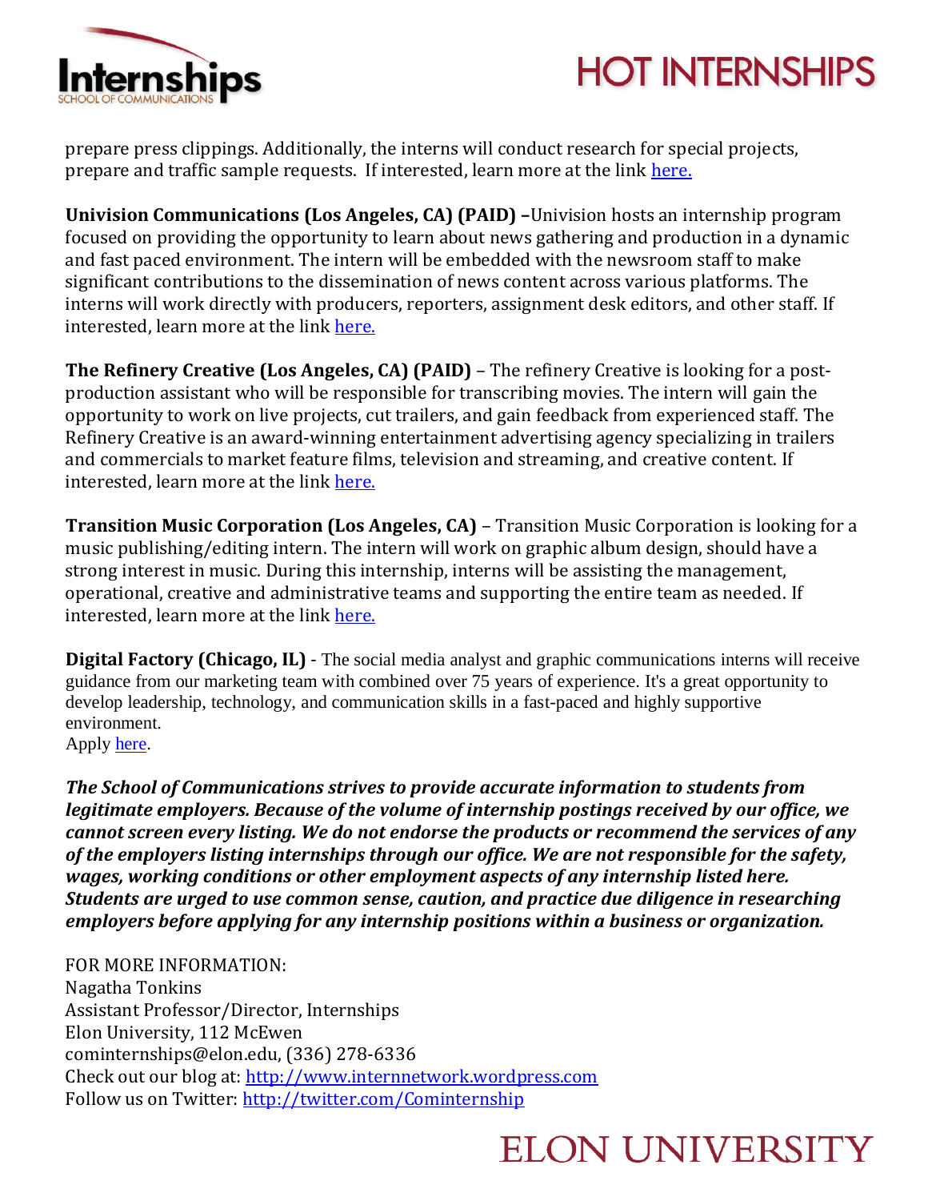prepare press clippings. Additionally, the interns will conduct research for special projects, prepare and traffic sample requests. If interested, learn more at the link here.

**Univision Communications (Los Angeles, CA) (PAID) –** Univision hosts an internship program focused on providing the opportunity to learn about news gathering and production in a dynamic and fast paced environment. The intern will be embedded with the newsroom staff to make significant contributions to the dissemination of news content across various platforms. The interns will work directly with producers, reporters, assignment desk editors, and other staff. If interested, learn more at the link here.

**The Refinery Creative (Los Angeles, CA) (PAID)** – The refinery Creative is looking for a post-production assistant who will be responsible for transcribing movies. The intern will gain the opportunity to work on live projects, cut trailers, and gain feedback from experienced staff. The Refinery Creative is an award-winning entertainment advertising agency specializing in trailers and commercials to market feature films, television and streaming, and creative content. If interested, learn more at the link here.

**Transition Music Corporation (Los Angeles, CA)** – Transition Music Corporation is looking for a music publishing/editing intern. The intern will work on graphic album design, should have a strong interest in music. During this internship, interns will be assisting the management, operational, creative and administrative teams and supporting the entire team as needed. If interested, learn more at the link here.

**Digital Factory (Chicago, IL)** - The social media analyst and graphic communications interns will receive guidance from our marketing team with combined over 75 years of experience. It's a great opportunity to develop leadership, technology, and communication skills in a fast-paced and highly supportive environment.
Apply here.

***The School of Communications strives to provide accurate information to students from legitimate employers. Because of the volume of internship postings received by our office, we cannot screen every listing. We do not endorse the products or recommend the services of any of the employers listing internships through our office. We are not responsible for the safety, wages, working conditions or other employment aspects of any internship listed here. Students are urged to use common sense, caution, and practice due diligence in researching employers before applying for any internship positions within a business or organization.***

FOR MORE INFORMATION:
Nagatha Tonkins
Assistant Professor/Director, Internships
Elon University, 112 McEwen
cominternships@elon.edu, (336) 278-6336
Check out our blog at: http://www.internnetwork.wordpress.com
Follow us on Twitter: http://twitter.com/Cominternship